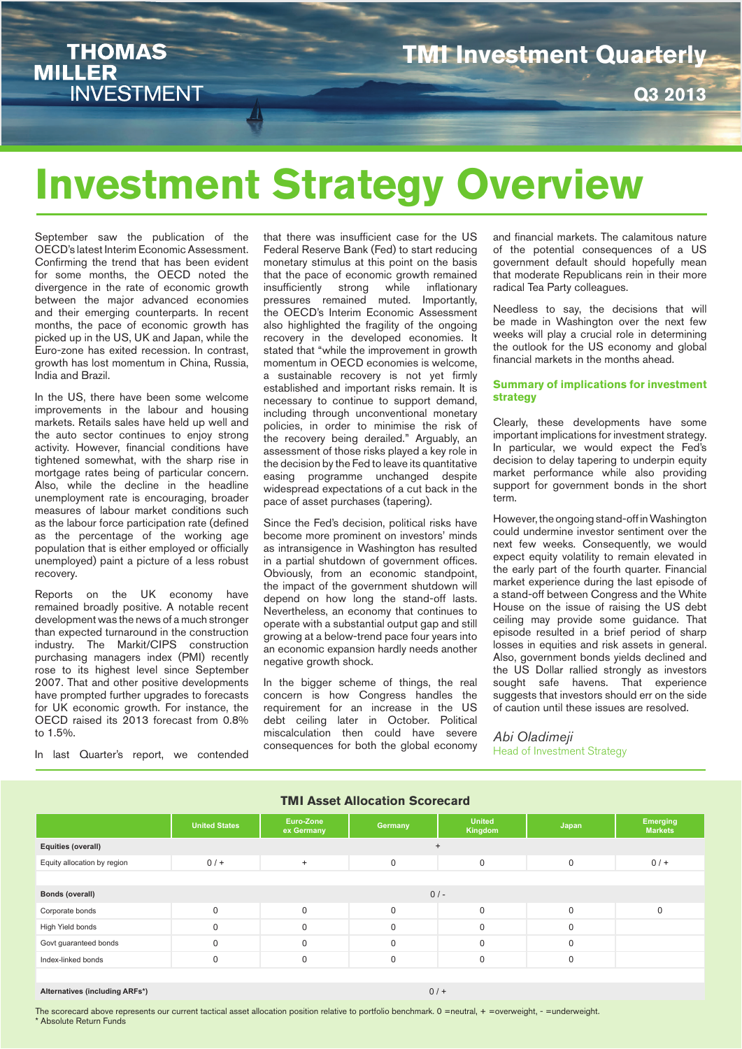# Investment Strategy Overview

September saw the publication of the OECD's latest Interim Economic Assessment. Confirming the trend that has been evident for some months, the OECD noted the divergence in the rate of economic growth between the major advanced economies and their emerging counterparts. In recent months, the pace of economic growth has picked up in the US, UK and Japan, while the Euro-zone has exited recession. In contrast, growth has lost momentum in China, Russia, India and Brazil.

In the US, there have been some welcome improvements in the labour and housing markets. Retails sales have held up well and the auto sector continues to enjoy strong activity. However, financial conditions have tightened somewhat, with the sharp rise in mortgage rates being of particular concern. Also, while the decline in the headline unemployment rate is encouraging, broader measures of labour market conditions such as the labour force participation rate (defined as the percentage of the working age population that is either employed or officially unemployed) paint a picture of a less robust recovery.

Reports on the UK economy have remained broadly positive. A notable recent development was the news of a much stronger than expected turnaround in the construction industry. The Markit/CIPS construction purchasing managers index (PMI) recently rose to its highest level since September 2007. That and other positive developments have prompted further upgrades to forecasts for UK economic growth. For instance, the OECD raised its 2013 forecast from 0.8% to 1.5%.

In last Quarter's report, we contended that there was insufficient case for the US Federal Reserve Bank (Fed) to start reducing monetary stimulus at this point on the basis that the pace of economic growth remained insufficiently strong while inflationary pressures remained muted. Importantly, the OECD's Interim Economic Assessment also highlighted the fragility of the ongoing recovery in the developed economies. It stated that "while the improvement in growth momentum in OECD economies is welcome, a sustainable recovery is not yet firmly established and important risks remain. It is necessary to continue to support demand, including through unconventional monetary policies, in order to minimise the risk of the recovery being derailed." Arguably, an assessment of those risks played a key role in the decision by the Fed to leave its quantitative easing programme unchanged despite widespread expectations of a cut back in the pace of asset purchases (tapering).

Since the Fed's decision, political risks have become more prominent on investors' minds as intransigence in Washington has resulted in a partial shutdown of government offices. Obviously, from an economic standpoint, the impact of the government shutdown will depend on how long the stand-off lasts. Nevertheless, an economy that continues to operate with a substantial output gap and still growing at a below-trend pace four years into an economic expansion hardly needs another negative growth shock.

In the bigger scheme of things, the real concern is how Congress handles the requirement for an increase in the US debt ceiling later in October. Political miscalculation then could have severe consequences for both the global economy and financial markets. The calamitous nature of the potential consequences of a US government default should hopefully mean that moderate Republicans rein in their more radical Tea Party colleagues.

Needless to say, the decisions that will be made in Washington over the next few weeks will play a crucial role in determining the outlook for the US economy and global financial markets in the months ahead.

### Summary of implications for investment strategy

Clearly, these developments have some important implications for investment strategy. In particular, we would expect the Fed's decision to delay tapering to underpin equity market performance while also providing support for government bonds in the short term.

However, the ongoing stand-off in Washington could undermine investor sentiment over the next few weeks. Consequently, we would expect equity volatility to remain elevated in the early part of the fourth quarter. Financial market experience during the last episode of a stand-off between Congress and the White House on the issue of raising the US debt ceiling may provide some guidance. That episode resulted in a brief period of sharp losses in equities and risk assets in general. Also, government bonds yields declined and the US Dollar rallied strongly as investors sought safe havens. That experience suggests that investors should err on the side of caution until these issues are resolved.

*Abi Oladimeji*
Head of Investment Strategy

## TMI Asset Allocation Scorecard

| | United States | Euro-Zone ex Germany | Germany | United Kingdom | Japan | Emerging Markets |
|---|---|---|---|---|---|---|
| **Equities (overall)** | | | + | | | |
| Equity allocation by region | 0 / + | + | 0 | 0 | 0 | 0 / + |
| | | | | | | |
| **Bonds (overall)** | | | 0 / - | | | |
| Corporate bonds | 0 | 0 | 0 | 0 | 0 | 0 |
| High Yield bonds | 0 | 0 | 0 | 0 | 0 | |
| Govt guaranteed bonds | 0 | 0 | 0 | 0 | 0 | |
| Index-linked bonds | 0 | 0 | 0 | 0 | 0 | |
| | | | | | | |
| **Alternatives (including ARFs*)** | | | 0 / + | | | |

The scorecard above represents our current tactical asset allocation position relative to portfolio benchmark. 0 =neutral, + =overweight, - =underweight.
* Absolute Return Funds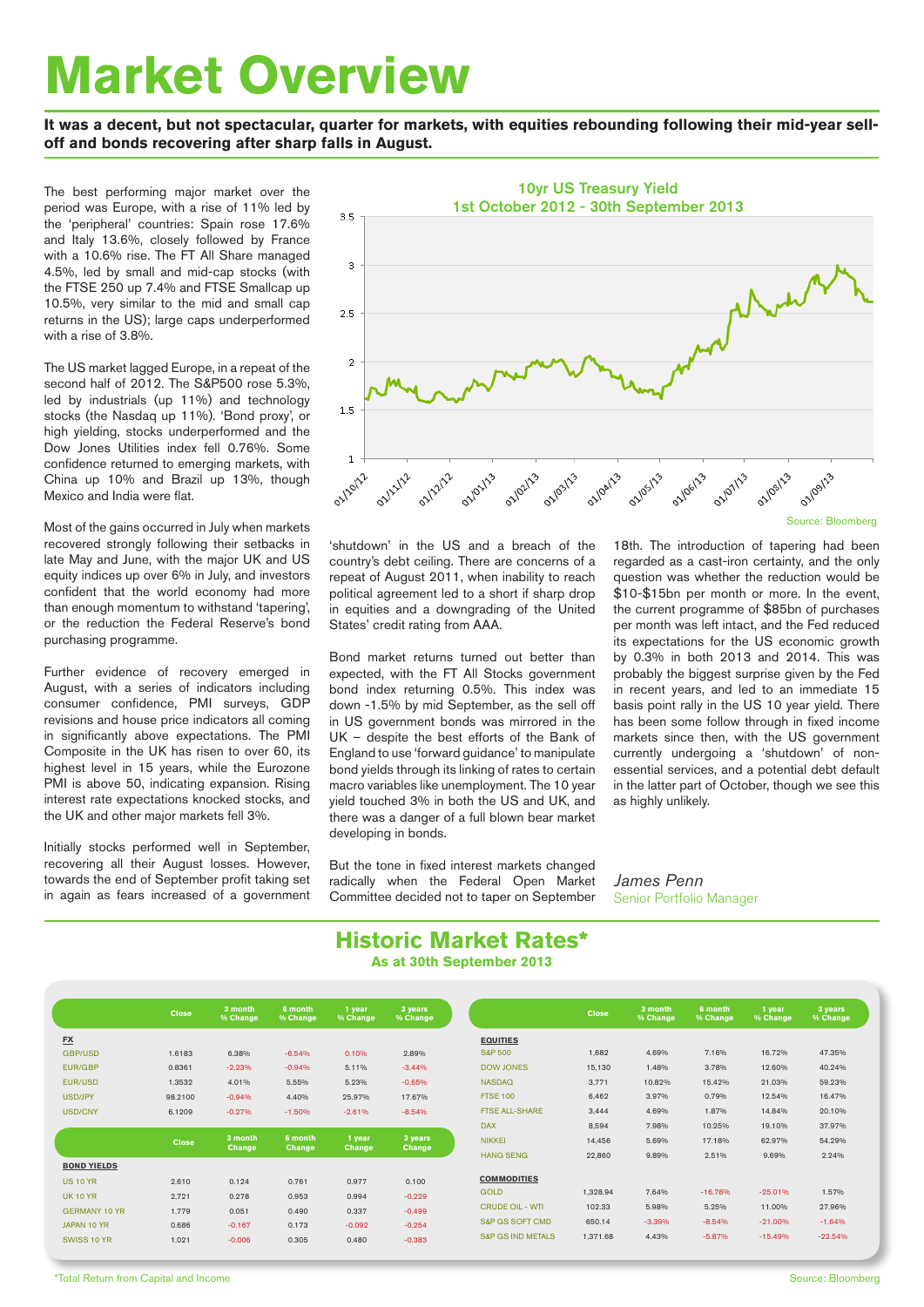# Market Overview

**It was a decent, but not spectacular, quarter for markets, with equities rebounding following their mid-year sell-off and bonds recovering after sharp falls in August.**

The best performing major market over the period was Europe, with a rise of 11% led by the 'peripheral' countries: Spain rose 17.6% and Italy 13.6%, closely followed by France with a 10.6% rise. The FT All Share managed 4.5%, led by small and mid-cap stocks (with the FTSE 250 up 7.4% and FTSE Smallcap up 10.5%, very similar to the mid and small cap returns in the US); large caps underperformed with a rise of 3.8%.

The US market lagged Europe, in a repeat of the second half of 2012. The S&P500 rose 5.3%, led by industrials (up 11%) and technology stocks (the Nasdaq up 11%). 'Bond proxy', or high yielding, stocks underperformed and the Dow Jones Utilities index fell 0.76%. Some confidence returned to emerging markets, with China up 10% and Brazil up 13%, though Mexico and India were flat.

Most of the gains occurred in July when markets recovered strongly following their setbacks in late May and June, with the major UK and US equity indices up over 6% in July, and investors confident that the world economy had more than enough momentum to withstand 'tapering', or the reduction the Federal Reserve's bond purchasing programme.

Further evidence of recovery emerged in August, with a series of indicators including consumer confidence, PMI surveys, GDP revisions and house price indicators all coming in significantly above expectations. The PMI Composite in the UK has risen to over 60, its highest level in 15 years, while the Eurozone PMI is above 50, indicating expansion. Rising interest rate expectations knocked stocks, and the UK and other major markets fell 3%.

Initially stocks performed well in September, recovering all their August losses. However, towards the end of September profit taking set in again as fears increased of a government 'shutdown' in the US and a breach of the country's debt ceiling. There are concerns of a repeat of August 2011, when inability to reach political agreement led to a short if sharp drop in equities and a downgrading of the United States' credit rating from AAA.

Bond market returns turned out better than expected, with the FT All Stocks government bond index returning 0.5%. This index was down -1.5% by mid September, as the sell off in US government bonds was mirrored in the UK – despite the best efforts of the Bank of England to use 'forward guidance' to manipulate bond yields through its linking of rates to certain macro variables like unemployment. The 10 year yield touched 3% in both the US and UK, and there was a danger of a full blown bear market developing in bonds.

But the tone in fixed interest markets changed radically when the Federal Open Market Committee decided not to taper on September 18th. The introduction of tapering had been regarded as a cast-iron certainty, and the only question was whether the reduction would be $10-$15bn per month or more. In the event, the current programme of $85bn of purchases per month was left intact, and the Fed reduced its expectations for the US economic growth by 0.3% in both 2013 and 2014. This was probably the biggest surprise given by the Fed in recent years, and led to an immediate 15 basis point rally in the US 10 year yield. There has been some follow through in fixed income markets since then, with the US government currently undergoing a 'shutdown' of non-essential services, and a potential debt default in the latter part of October, though we see this as highly unlikely.

*James Penn*
Senior Portfolio Manager

**10yr US Treasury Yield**
**1st October 2012 - 30th September 2013**

Source: Bloomberg

## Historic Market Rates*

**As at 30th September 2013**

| | Close | 3 month % Change | 6 month % Change | 1 year % Change | 3 years % Change |
|---|---|---|---|---|---|
| **FX** | | | | | |
| GBP/USD | 1.6183 | 6.38% | -6.54% | 0.10% | 2.89% |
| EUR/GBP | 0.8361 | -2.23% | -0.94% | 5.11% | -3.44% |
| EUR/USD | 1.3532 | 4.01% | 5.55% | 5.23% | -0.65% |
| USD/JPY | 98.2100 | -0.94% | 4.40% | 25.97% | 17.67% |
| USD/CNY | 6.1209 | -0.27% | -1.50% | -2.61% | -8.54% |

| | Close | 3 month Change | 6 month Change | 1 year Change | 3 years Change |
|---|---|---|---|---|---|
| **BOND YIELDS** | | | | | |
| US 10 YR | 2.610 | 0.124 | 0.761 | 0.977 | 0.100 |
| UK 10 YR | 2.721 | 0.278 | 0.953 | 0.994 | -0.229 |
| GERMANY 10 YR | 1.779 | 0.051 | 0.490 | 0.337 | -0.499 |
| JAPAN 10 YR | 0.686 | -0.167 | 0.173 | -0.092 | -0.254 |
| SWISS 10 YR | 1.021 | -0.006 | 0.305 | 0.480 | -0.383 |

| | Close | 3 month % Change | 6 month % Change | 1 year % Change | 3 years % Change |
|---|---|---|---|---|---|
| **EQUITIES** | | | | | |
| S&P 500 | 1,682 | 4.69% | 7.16% | 16.72% | 47.35% |
| DOW JONES | 15,130 | 1.48% | 3.78% | 12.60% | 40.24% |
| NASDAQ | 3,771 | 10.82% | 15.42% | 21.03% | 59.23% |
| FTSE 100 | 6,462 | 3.97% | 0.79% | 12.54% | 16.47% |
| FTSE ALL-SHARE | 3,444 | 4.69% | 1.87% | 14.84% | 20.10% |
| DAX | 8,594 | 7.98% | 10.25% | 19.10% | 37.97% |
| NIKKEI | 14,456 | 5.69% | 17.18% | 62.97% | 54.29% |
| HANG SENG | 22,860 | 9.89% | 2.51% | 9.69% | 2.24% |
| **COMMODITIES** | | | | | |
| GOLD | 1,328.94 | 7.64% | -16.78% | -25.01% | 1.57% |
| CRUDE OIL - WTI | 102.33 | 5.98% | 5.25% | 11.00% | 27.96% |
| S&P GS SOFT CMD | 650.14 | -3.39% | -8.54% | -21.00% | -1.64% |
| S&P GS IND METALS | 1,371.68 | 4.43% | -5.87% | -15.49% | -22.54% |

*Total Return from Capital and Income

Source: Bloomberg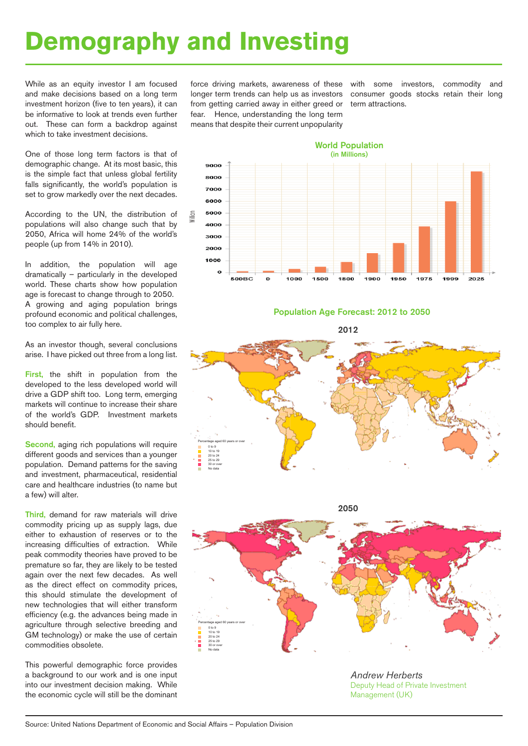# Demography and Investing

While as an equity investor I am focused and make decisions based on a long term investment horizon (five to ten years), it can be informative to look at trends even further out. These can form a backdrop against which to take investment decisions.

One of those long term factors is that of demographic change. At its most basic, this is the simple fact that unless global fertility falls significantly, the world's population is set to grow markedly over the next decades.

According to the UN, the distribution of populations will also change such that by 2050, Africa will home 24% of the world's people (up from 14% in 2010).

In addition, the population will age dramatically – particularly in the developed world. These charts show how population age is forecast to change through to 2050. A growing and aging population brings profound economic and political challenges, too complex to air fully here.

As an investor though, several conclusions arise. I have picked out three from a long list.

**First,** the shift in population from the developed to the less developed world will drive a GDP shift too. Long term, emerging markets will continue to increase their share of the world's GDP. Investment markets should benefit.

**Second,** aging rich populations will require different goods and services than a younger population. Demand patterns for the saving and investment, pharmaceutical, residential care and healthcare industries (to name but a few) will alter.

**Third,** demand for raw materials will drive commodity pricing up as supply lags, due either to exhaustion of reserves or to the increasing difficulties of extraction. While peak commodity theories have proved to be premature so far, they are likely to be tested again over the next few decades. As well as the direct effect on commodity prices, this should stimulate the development of new technologies that will either transform efficiency (e.g. the advances being made in agriculture through selective breeding and GM technology) or make the use of certain commodities obsolete.

This powerful demographic force provides a background to our work and is one input into our investment decision making. While the economic cycle will still be the dominant force driving markets, awareness of these longer term trends can help us as investors from getting carried away in either greed or fear. Hence, understanding the long term means that despite their current unpopularity with some investors, commodity and consumer goods stocks retain their long term attractions.

**World Population**
(in Millions)

**Population Age Forecast: 2012 to 2050**

2012

2050

Percentage aged 60 years or over: 0 to 9; 10 to 19; 20 to 24; 25 to 29; 30 or over; No data

*Andrew Herberts*
Deputy Head of Private Investment Management (UK)

Source: United Nations Department of Economic and Social Affairs – Population Division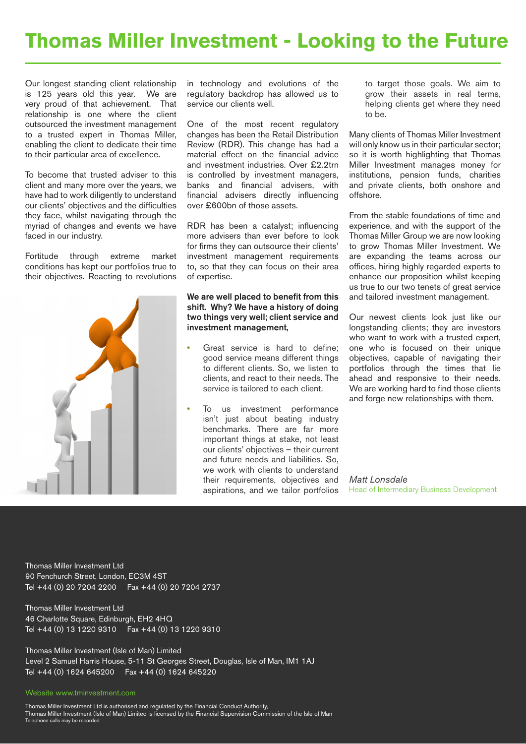# Thomas Miller Investment - Looking to the Future

Our longest standing client relationship is 125 years old this year. We are very proud of that achievement. That relationship is one where the client outsourced the investment management to a trusted expert in Thomas Miller, enabling the client to dedicate their time to their particular area of excellence.

To become that trusted adviser to this client and many more over the years, we have had to work diligently to understand our clients' objectives and the difficulties they face, whilst navigating through the myriad of changes and events we have faced in our industry.

Fortitude through extreme market conditions has kept our portfolios true to their objectives. Reacting to revolutions in technology and evolutions of the regulatory backdrop has allowed us to service our clients well.

One of the most recent regulatory changes has been the Retail Distribution Review (RDR). This change has had a material effect on the financial advice and investment industries. Over £2.2trn is controlled by investment managers, banks and financial advisers, with financial advisers directly influencing over £600bn of those assets.

RDR has been a catalyst; influencing more advisers than ever before to look for firms they can outsource their clients' investment management requirements to, so that they can focus on their area of expertise.

**We are well placed to benefit from this shift. Why? We have a history of doing two things very well; client service and investment management,**

- Great service is hard to define; good service means different things to different clients. So, we listen to clients, and react to their needs. The service is tailored to each client.
- To us investment performance isn't just about beating industry benchmarks. There are far more important things at stake, not least our clients' objectives – their current and future needs and liabilities. So, we work with clients to understand their requirements, objectives and aspirations, and we tailor portfolios to target those goals. We aim to grow their assets in real terms, helping clients get where they need to be.

Many clients of Thomas Miller Investment will only know us in their particular sector; so it is worth highlighting that Thomas Miller Investment manages money for institutions, pension funds, charities and private clients, both onshore and offshore.

From the stable foundations of time and experience, and with the support of the Thomas Miller Group we are now looking to grow Thomas Miller Investment. We are expanding the teams across our offices, hiring highly regarded experts to enhance our proposition whilst keeping us true to our two tenets of great service and tailored investment management.

Our newest clients look just like our longstanding clients; they are investors who want to work with a trusted expert, one who is focused on their unique objectives, capable of navigating their portfolios through the times that lie ahead and responsive to their needs. We are working hard to find those clients and forge new relationships with them.

*Matt Lonsdale*
Head of Intermediary Business Development

Thomas Miller Investment Ltd
90 Fenchurch Street, London, EC3M 4ST
Tel +44 (0) 20 7204 2200 Fax +44 (0) 20 7204 2737

Thomas Miller Investment Ltd
46 Charlotte Square, Edinburgh, EH2 4HQ
Tel +44 (0) 13 1220 9310 Fax +44 (0) 13 1220 9310

Thomas Miller Investment (Isle of Man) Limited
Level 2 Samuel Harris House, 5-11 St Georges Street, Douglas, Isle of Man, IM1 1AJ
Tel +44 (0) 1624 645200 Fax +44 (0) 1624 645220

Website www.tminvestment.com

Thomas Miller Investment Ltd is authorised and regulated by the Financial Conduct Authority,
Thomas Miller Investment (Isle of Man) Limited is licensed by the Financial Supervision Commission of the Isle of Man
Telephone calls may be recorded